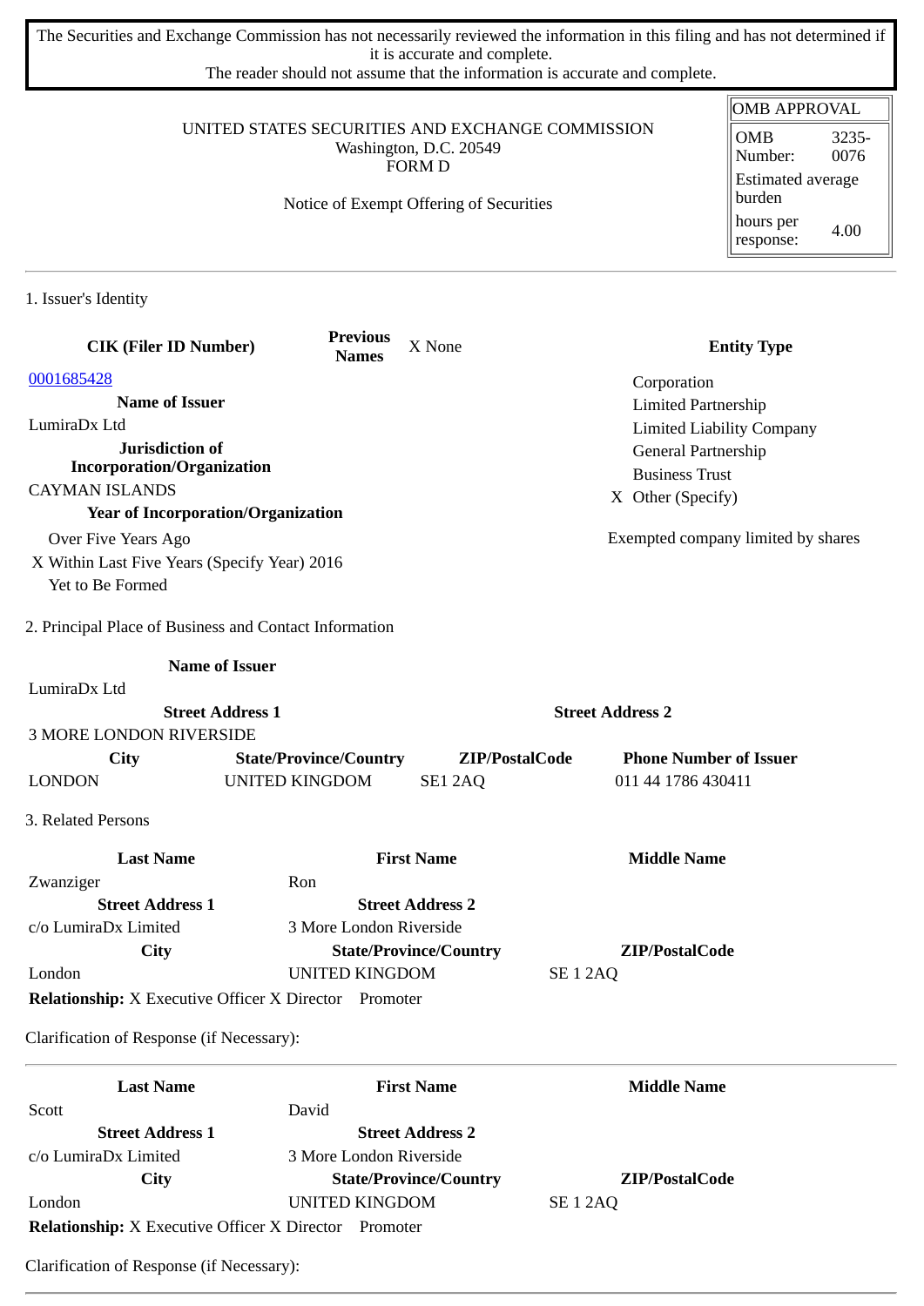The Securities and Exchange Commission has not necessarily reviewed the information in this filing and has not determined if it is accurate and complete.
The reader should not assume that the information is accurate and complete.

UNITED STATES SECURITIES AND EXCHANGE COMMISSION
Washington, D.C. 20549
FORM D

Notice of Exempt Offering of Securities

| OMB APPROVAL | |
|---|---|
| OMB Number: | 3235-0076 |
| Estimated average burden | |
| hours per response: | 4.00 |

## 1. Issuer's Identity

**CIK (Filer ID Number)**
0001685428

**Previous Names** X None

**Name of Issuer**
LumiraDx Ltd

**Jurisdiction of Incorporation/Organization**
CAYMAN ISLANDS

**Year of Incorporation/Organization**
- Over Five Years Ago
- X Within Last Five Years (Specify Year) 2016
- Yet to Be Formed

**Entity Type**
- Corporation
- Limited Partnership
- Limited Liability Company
- General Partnership
- Business Trust
- X Other (Specify)

Exempted company limited by shares

## 2. Principal Place of Business and Contact Information

**Name of Issuer**
LumiraDx Ltd

| Street Address 1 | | Street Address 2 | |
|---|---|---|---|
| 3 MORE LONDON RIVERSIDE | | | |
| **City** | **State/Province/Country** | **ZIP/PostalCode** | **Phone Number of Issuer** |
| LONDON | UNITED KINGDOM | SE1 2AQ | 011 44 1786 430411 |

## 3. Related Persons

| Last Name | First Name | Middle Name |
|---|---|---|
| Zwanziger | Ron | |
| **Street Address 1** | **Street Address 2** | |
| c/o LumiraDx Limited | 3 More London Riverside | |
| **City** | **State/Province/Country** | **ZIP/PostalCode** |
| London | UNITED KINGDOM | SE 1 2AQ |

**Relationship:** X Executive Officer X Director Promoter

Clarification of Response (if Necessary):

---

| Last Name | First Name | Middle Name |
|---|---|---|
| Scott | David | |
| **Street Address 1** | **Street Address 2** | |
| c/o LumiraDx Limited | 3 More London Riverside | |
| **City** | **State/Province/Country** | **ZIP/PostalCode** |
| London | UNITED KINGDOM | SE 1 2AQ |

**Relationship:** X Executive Officer X Director Promoter

Clarification of Response (if Necessary):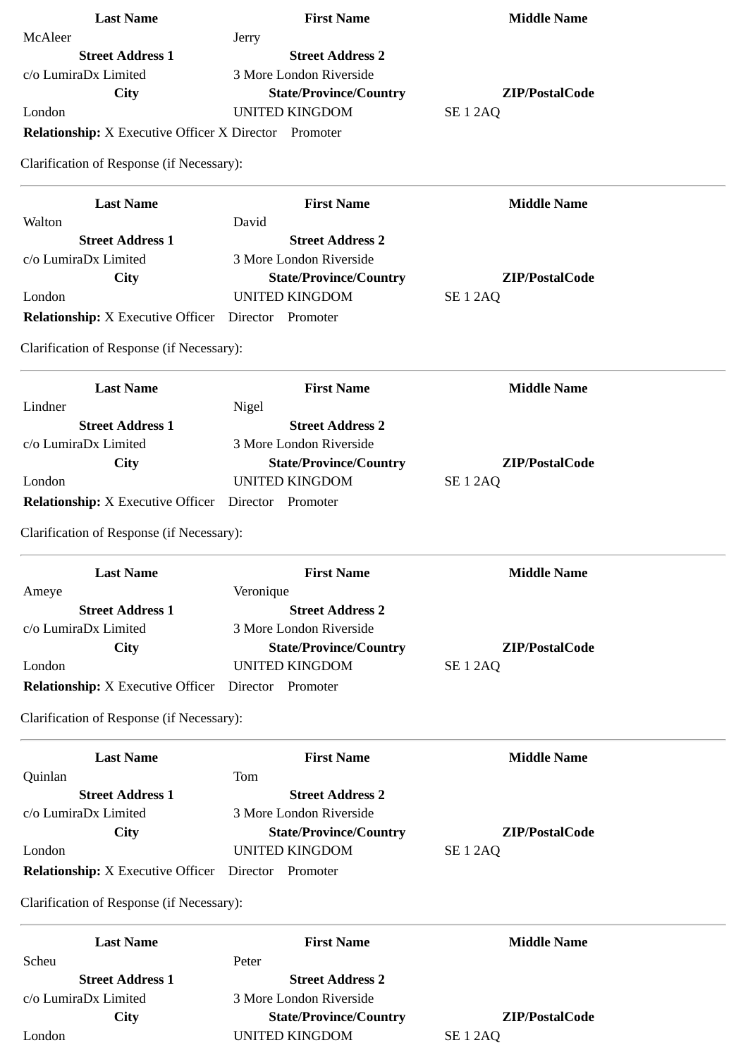| Last Name | First Name | Middle Name |
|---|---|---|
| McAleer | Jerry | |
| **Street Address 1** | **Street Address 2** | |
| c/o LumiraDx Limited | 3 More London Riverside | |
| **City** | **State/Province/Country** | **ZIP/PostalCode** |
| London | UNITED KINGDOM | SE 1 2AQ |

**Relationship:** X Executive Officer X Director Promoter

Clarification of Response (if Necessary):

---

| Last Name | First Name | Middle Name |
|---|---|---|
| Walton | David | |
| **Street Address 1** | **Street Address 2** | |
| c/o LumiraDx Limited | 3 More London Riverside | |
| **City** | **State/Province/Country** | **ZIP/PostalCode** |
| London | UNITED KINGDOM | SE 1 2AQ |

**Relationship:** X Executive Officer Director Promoter

Clarification of Response (if Necessary):

---

| Last Name | First Name | Middle Name |
|---|---|---|
| Lindner | Nigel | |
| **Street Address 1** | **Street Address 2** | |
| c/o LumiraDx Limited | 3 More London Riverside | |
| **City** | **State/Province/Country** | **ZIP/PostalCode** |
| London | UNITED KINGDOM | SE 1 2AQ |

**Relationship:** X Executive Officer Director Promoter

Clarification of Response (if Necessary):

---

| Last Name | First Name | Middle Name |
|---|---|---|
| Ameye | Veronique | |
| **Street Address 1** | **Street Address 2** | |
| c/o LumiraDx Limited | 3 More London Riverside | |
| **City** | **State/Province/Country** | **ZIP/PostalCode** |
| London | UNITED KINGDOM | SE 1 2AQ |

**Relationship:** X Executive Officer Director Promoter

Clarification of Response (if Necessary):

---

| Last Name | First Name | Middle Name |
|---|---|---|
| Quinlan | Tom | |
| **Street Address 1** | **Street Address 2** | |
| c/o LumiraDx Limited | 3 More London Riverside | |
| **City** | **State/Province/Country** | **ZIP/PostalCode** |
| London | UNITED KINGDOM | SE 1 2AQ |

**Relationship:** X Executive Officer Director Promoter

Clarification of Response (if Necessary):

---

| Last Name | First Name | Middle Name |
|---|---|---|
| Scheu | Peter | |
| **Street Address 1** | **Street Address 2** | |
| c/o LumiraDx Limited | 3 More London Riverside | |
| **City** | **State/Province/Country** | **ZIP/PostalCode** |
| London | UNITED KINGDOM | SE 1 2AQ |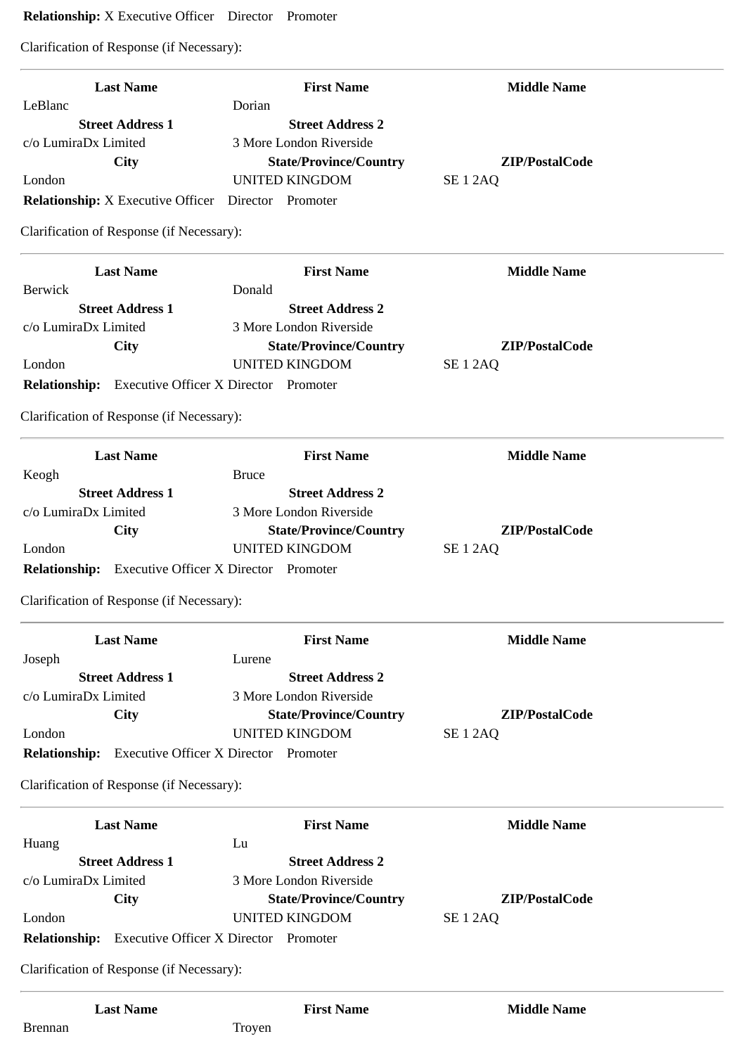**Relationship:** X Executive Officer   Director   Promoter

Clarification of Response (if Necessary):

---

| Last Name | First Name | Middle Name |
|---|---|---|
| LeBlanc | Dorian | |
| **Street Address 1** | **Street Address 2** | |
| c/o LumiraDx Limited | 3 More London Riverside | |
| **City** | **State/Province/Country** | **ZIP/PostalCode** |
| London | UNITED KINGDOM | SE 1 2AQ |

**Relationship:** X Executive Officer   Director   Promoter

Clarification of Response (if Necessary):

---

| Last Name | First Name | Middle Name |
|---|---|---|
| Berwick | Donald | |
| **Street Address 1** | **Street Address 2** | |
| c/o LumiraDx Limited | 3 More London Riverside | |
| **City** | **State/Province/Country** | **ZIP/PostalCode** |
| London | UNITED KINGDOM | SE 1 2AQ |

**Relationship:**   Executive Officer X Director   Promoter

Clarification of Response (if Necessary):

---

| Last Name | First Name | Middle Name |
|---|---|---|
| Keogh | Bruce | |
| **Street Address 1** | **Street Address 2** | |
| c/o LumiraDx Limited | 3 More London Riverside | |
| **City** | **State/Province/Country** | **ZIP/PostalCode** |
| London | UNITED KINGDOM | SE 1 2AQ |

**Relationship:**   Executive Officer X Director   Promoter

Clarification of Response (if Necessary):

---

| Last Name | First Name | Middle Name |
|---|---|---|
| Joseph | Lurene | |
| **Street Address 1** | **Street Address 2** | |
| c/o LumiraDx Limited | 3 More London Riverside | |
| **City** | **State/Province/Country** | **ZIP/PostalCode** |
| London | UNITED KINGDOM | SE 1 2AQ |

**Relationship:**   Executive Officer X Director   Promoter

Clarification of Response (if Necessary):

---

| Last Name | First Name | Middle Name |
|---|---|---|
| Huang | Lu | |
| **Street Address 1** | **Street Address 2** | |
| c/o LumiraDx Limited | 3 More London Riverside | |
| **City** | **State/Province/Country** | **ZIP/PostalCode** |
| London | UNITED KINGDOM | SE 1 2AQ |

**Relationship:**   Executive Officer X Director   Promoter

Clarification of Response (if Necessary):

---

| Last Name | First Name | Middle Name |
|---|---|---|
| Brennan | Troyen | |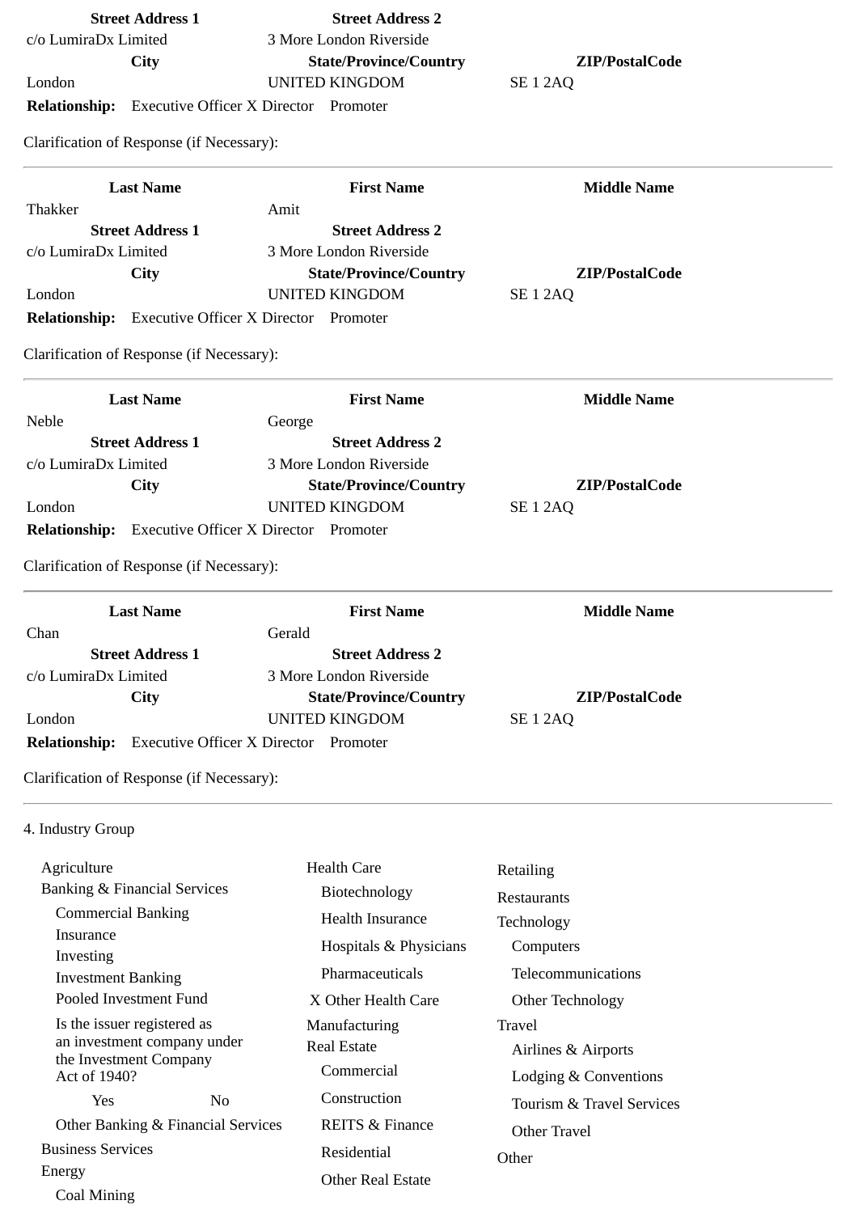| Street Address 1 | Street Address 2 | |
|---|---|---|
| c/o LumiraDx Limited | 3 More London Riverside | |
| **City** | **State/Province/Country** | **ZIP/PostalCode** |
| London | UNITED KINGDOM | SE 1 2AQ |

**Relationship:** Executive Officer X Director Promoter

Clarification of Response (if Necessary):

---

| Last Name | First Name | Middle Name |
|---|---|---|
| Thakker | Amit | |
| **Street Address 1** | **Street Address 2** | |
| c/o LumiraDx Limited | 3 More London Riverside | |
| **City** | **State/Province/Country** | **ZIP/PostalCode** |
| London | UNITED KINGDOM | SE 1 2AQ |

**Relationship:** Executive Officer X Director Promoter

Clarification of Response (if Necessary):

---

| Last Name | First Name | Middle Name |
|---|---|---|
| Neble | George | |
| **Street Address 1** | **Street Address 2** | |
| c/o LumiraDx Limited | 3 More London Riverside | |
| **City** | **State/Province/Country** | **ZIP/PostalCode** |
| London | UNITED KINGDOM | SE 1 2AQ |

**Relationship:** Executive Officer X Director Promoter

Clarification of Response (if Necessary):

---

| Last Name | First Name | Middle Name |
|---|---|---|
| Chan | Gerald | |
| **Street Address 1** | **Street Address 2** | |
| c/o LumiraDx Limited | 3 More London Riverside | |
| **City** | **State/Province/Country** | **ZIP/PostalCode** |
| London | UNITED KINGDOM | SE 1 2AQ |

**Relationship:** Executive Officer X Director Promoter

Clarification of Response (if Necessary):

---

4. Industry Group

- Agriculture
- Banking & Financial Services
  - Commercial Banking
  - Insurance
  - Investing
  - Investment Banking
  - Pooled Investment Fund
  - Is the issuer registered as an investment company under the Investment Company Act of 1940?
    - Yes No
  - Other Banking & Financial Services
- Business Services
- Energy
  - Coal Mining
- Health Care
  - Biotechnology
  - Health Insurance
  - Hospitals & Physicians
  - Pharmaceuticals
  - X Other Health Care
- Manufacturing
- Real Estate
  - Commercial
  - Construction
  - REITS & Finance
  - Residential
  - Other Real Estate
- Retailing
- Restaurants
- Technology
  - Computers
  - Telecommunications
  - Other Technology
- Travel
  - Airlines & Airports
  - Lodging & Conventions
  - Tourism & Travel Services
  - Other Travel
- Other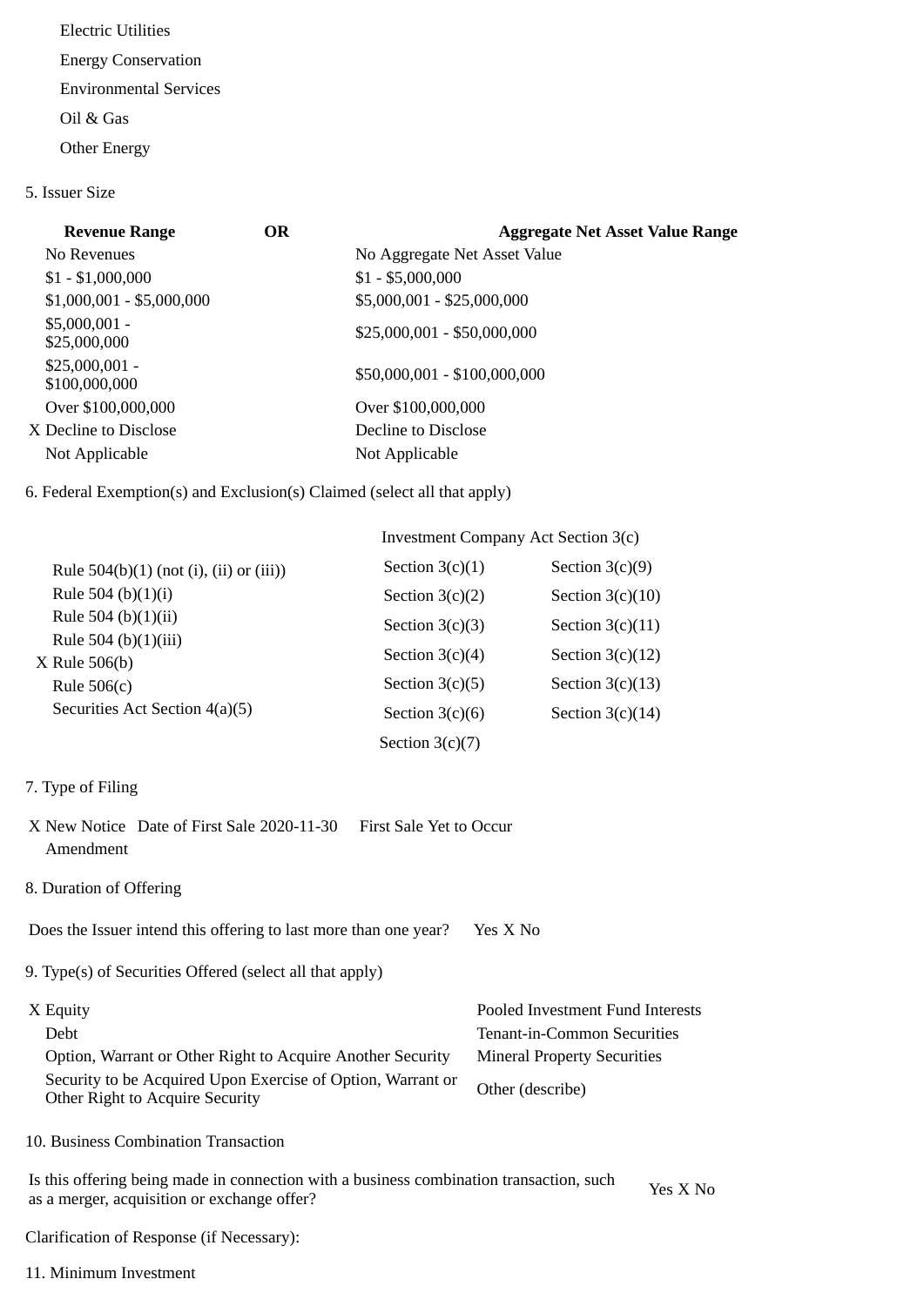Electric Utilities

Energy Conservation

Environmental Services

Oil & Gas

Other Energy

5. Issuer Size

| Revenue Range | OR | Aggregate Net Asset Value Range |
|---|---|---|
| No Revenues | | No Aggregate Net Asset Value |
| $1 - $1,000,000 | | $1 - $5,000,000 |
| $1,000,001 - $5,000,000 | | $5,000,001 - $25,000,000 |
| $5,000,001 - $25,000,000 | | $25,000,001 - $50,000,000 |
| $25,000,001 - $100,000,000 | | $50,000,001 - $100,000,000 |
| Over $100,000,000 | | Over $100,000,000 |
| X Decline to Disclose | | Decline to Disclose |
| Not Applicable | | Not Applicable |

6. Federal Exemption(s) and Exclusion(s) Claimed (select all that apply)

| | Investment Company Act Section 3(c) | |
|---|---|---|
| Rule 504(b)(1) (not (i), (ii) or (iii)) | Section 3(c)(1) | Section 3(c)(9) |
| Rule 504 (b)(1)(i) | Section 3(c)(2) | Section 3(c)(10) |
| Rule 504 (b)(1)(ii) | Section 3(c)(3) | Section 3(c)(11) |
| Rule 504 (b)(1)(iii) | Section 3(c)(4) | Section 3(c)(12) |
| X Rule 506(b) | Section 3(c)(5) | Section 3(c)(13) |
| Rule 506(c) | Section 3(c)(6) | Section 3(c)(14) |
| Securities Act Section 4(a)(5) | Section 3(c)(7) | |

7. Type of Filing

X New Notice Date of First Sale 2020-11-30 First Sale Yet to Occur

Amendment

8. Duration of Offering

Does the Issuer intend this offering to last more than one year? Yes X No

9. Type(s) of Securities Offered (select all that apply)

| | |
|---|---|
| X Equity | Pooled Investment Fund Interests |
| Debt | Tenant-in-Common Securities |
| Option, Warrant or Other Right to Acquire Another Security | Mineral Property Securities |
| Security to be Acquired Upon Exercise of Option, Warrant or Other Right to Acquire Security | Other (describe) |

10. Business Combination Transaction

Is this offering being made in connection with a business combination transaction, such as a merger, acquisition or exchange offer? Yes X No

Clarification of Response (if Necessary):

11. Minimum Investment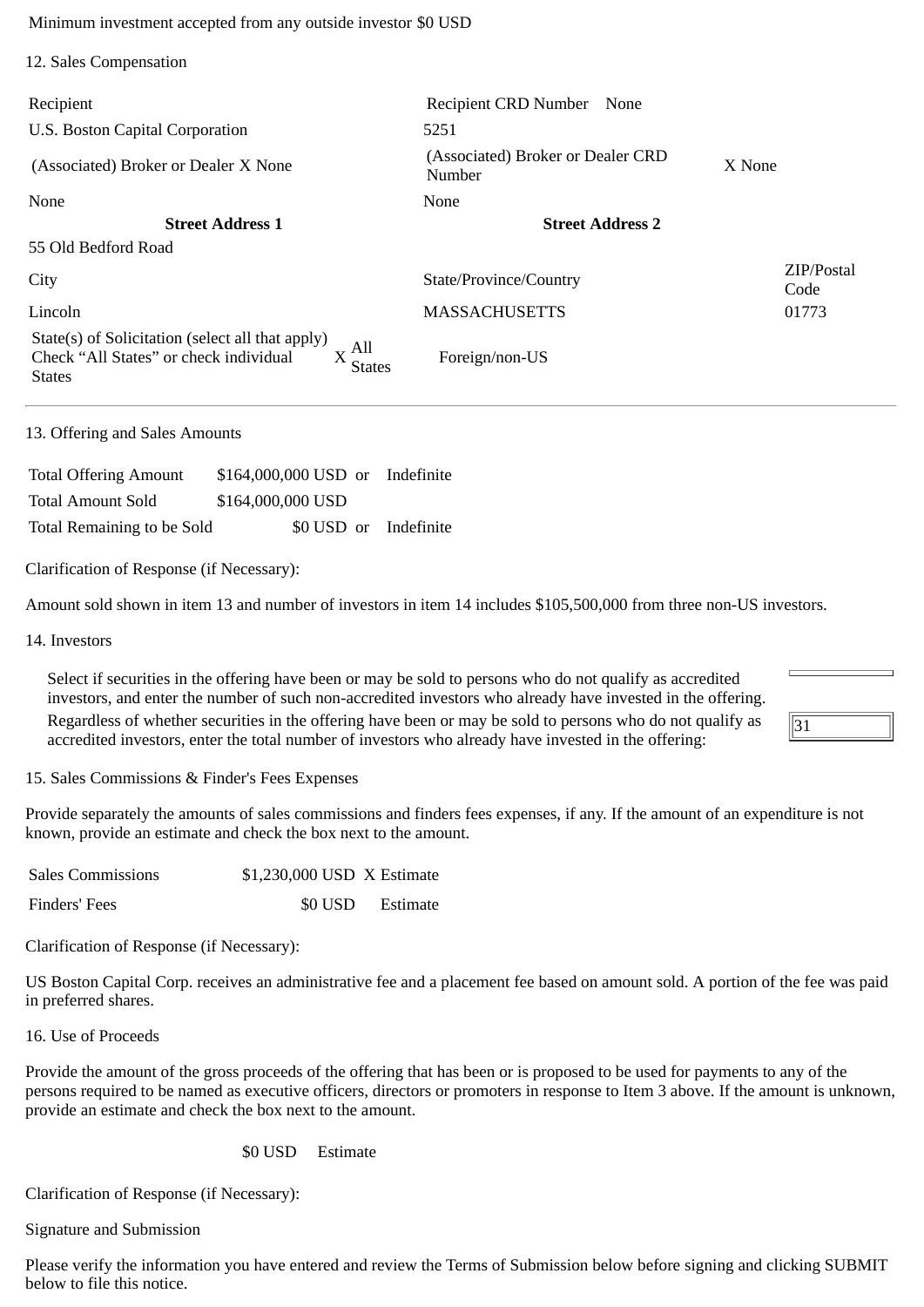Minimum investment accepted from any outside investor $0 USD

12. Sales Compensation

| Recipient | Recipient CRD Number None | |
|---|---|---|
| U.S. Boston Capital Corporation | 5251 | |
| (Associated) Broker or Dealer X None | (Associated) Broker or Dealer CRD Number | X None |
| None | None | |
| **Street Address 1** | **Street Address 2** | |
| 55 Old Bedford Road | | |
| City | State/Province/Country | ZIP/Postal Code |
| Lincoln | MASSACHUSETTS | 01773 |
| State(s) of Solicitation (select all that apply) Check “All States” or check individual States X All States | Foreign/non-US | |

13. Offering and Sales Amounts

| | | | |
|---|---|---|---|
| Total Offering Amount | $164,000,000 USD | or | Indefinite |
| Total Amount Sold | $164,000,000 USD | | |
| Total Remaining to be Sold | $0 USD | or | Indefinite |

Clarification of Response (if Necessary):

Amount sold shown in item 13 and number of investors in item 14 includes $105,500,000 from three non-US investors.

14. Investors

Select if securities in the offering have been or may be sold to persons who do not qualify as accredited investors, and enter the number of such non-accredited investors who already have invested in the offering.

Regardless of whether securities in the offering have been or may be sold to persons who do not qualify as accredited investors, enter the total number of investors who already have invested in the offering: 31

15. Sales Commissions & Finder's Fees Expenses

Provide separately the amounts of sales commissions and finders fees expenses, if any. If the amount of an expenditure is not known, provide an estimate and check the box next to the amount.

| | | |
|---|---|---|
| Sales Commissions | $1,230,000 USD | X Estimate |
| Finders' Fees | $0 USD | Estimate |

Clarification of Response (if Necessary):

US Boston Capital Corp. receives an administrative fee and a placement fee based on amount sold. A portion of the fee was paid in preferred shares.

16. Use of Proceeds

Provide the amount of the gross proceeds of the offering that has been or is proposed to be used for payments to any of the persons required to be named as executive officers, directors or promoters in response to Item 3 above. If the amount is unknown, provide an estimate and check the box next to the amount.

$0 USD Estimate

Clarification of Response (if Necessary):

Signature and Submission

Please verify the information you have entered and review the Terms of Submission below before signing and clicking SUBMIT below to file this notice.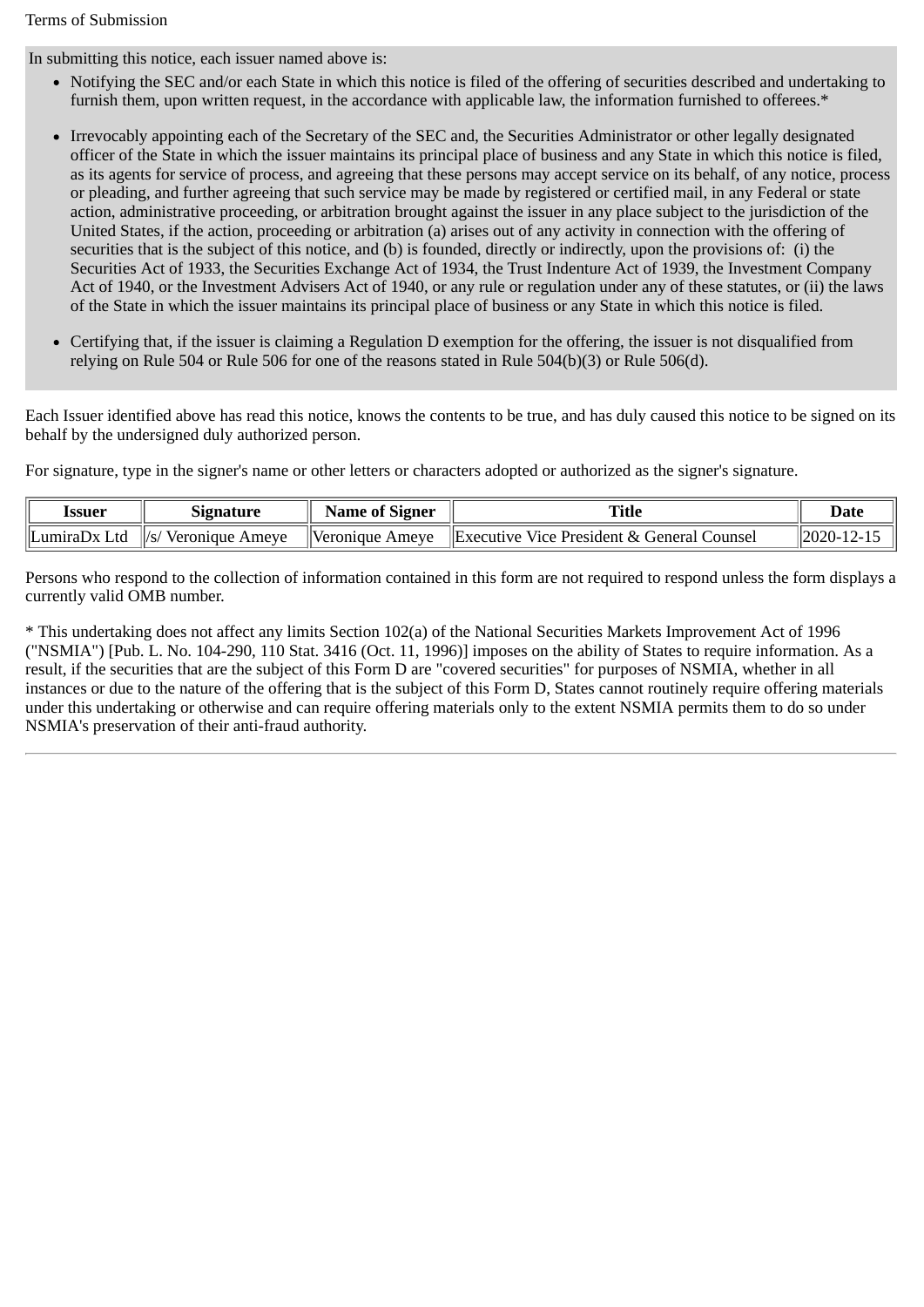Terms of Submission

In submitting this notice, each issuer named above is:

- Notifying the SEC and/or each State in which this notice is filed of the offering of securities described and undertaking to furnish them, upon written request, in the accordance with applicable law, the information furnished to offerees.*
- Irrevocably appointing each of the Secretary of the SEC and, the Securities Administrator or other legally designated officer of the State in which the issuer maintains its principal place of business and any State in which this notice is filed, as its agents for service of process, and agreeing that these persons may accept service on its behalf, of any notice, process or pleading, and further agreeing that such service may be made by registered or certified mail, in any Federal or state action, administrative proceeding, or arbitration brought against the issuer in any place subject to the jurisdiction of the United States, if the action, proceeding or arbitration (a) arises out of any activity in connection with the offering of securities that is the subject of this notice, and (b) is founded, directly or indirectly, upon the provisions of: (i) the Securities Act of 1933, the Securities Exchange Act of 1934, the Trust Indenture Act of 1939, the Investment Company Act of 1940, or the Investment Advisers Act of 1940, or any rule or regulation under any of these statutes, or (ii) the laws of the State in which the issuer maintains its principal place of business or any State in which this notice is filed.
- Certifying that, if the issuer is claiming a Regulation D exemption for the offering, the issuer is not disqualified from relying on Rule 504 or Rule 506 for one of the reasons stated in Rule 504(b)(3) or Rule 506(d).

Each Issuer identified above has read this notice, knows the contents to be true, and has duly caused this notice to be signed on its behalf by the undersigned duly authorized person.

For signature, type in the signer's name or other letters or characters adopted or authorized as the signer's signature.

| Issuer | Signature | Name of Signer | Title | Date |
| --- | --- | --- | --- | --- |
| LumiraDx Ltd | /s/ Veronique Ameye | Veronique Ameye | Executive Vice President & General Counsel | 2020-12-15 |

Persons who respond to the collection of information contained in this form are not required to respond unless the form displays a currently valid OMB number.

* This undertaking does not affect any limits Section 102(a) of the National Securities Markets Improvement Act of 1996 ("NSMIA") [Pub. L. No. 104-290, 110 Stat. 3416 (Oct. 11, 1996)] imposes on the ability of States to require information. As a result, if the securities that are the subject of this Form D are "covered securities" for purposes of NSMIA, whether in all instances or due to the nature of the offering that is the subject of this Form D, States cannot routinely require offering materials under this undertaking or otherwise and can require offering materials only to the extent NSMIA permits them to do so under NSMIA's preservation of their anti-fraud authority.